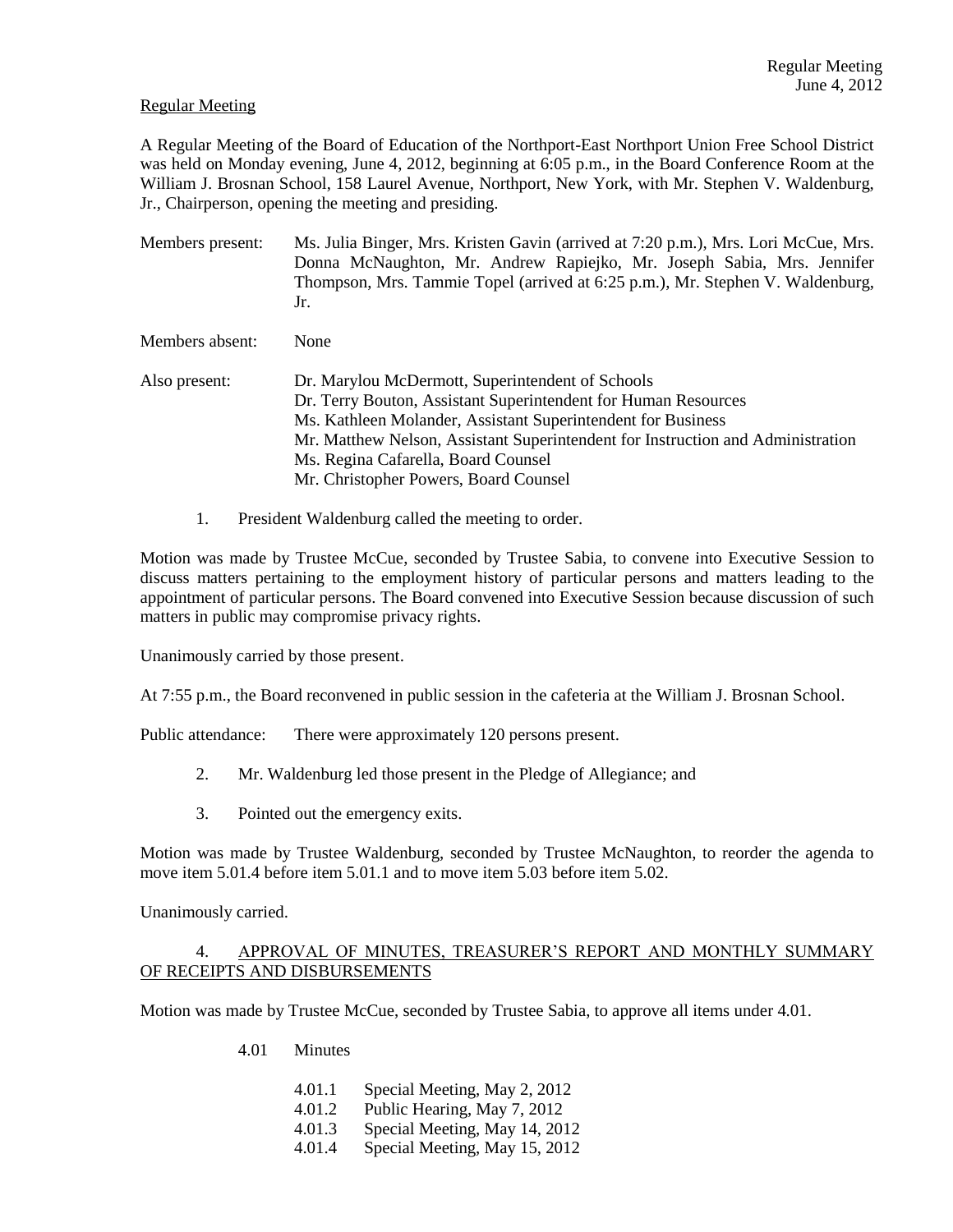Regular Meeting

A Regular Meeting of the Board of Education of the Northport-East Northport Union Free School District was held on Monday evening, June 4, 2012, beginning at 6:05 p.m., in the Board Conference Room at the William J. Brosnan School, 158 Laurel Avenue, Northport, New York, with Mr. Stephen V. Waldenburg, Jr., Chairperson, opening the meeting and presiding.

Members present: Ms. Julia Binger, Mrs. Kristen Gavin (arrived at 7:20 p.m.), Mrs. Lori McCue, Mrs. Donna McNaughton, Mr. Andrew Rapiejko, Mr. Joseph Sabia, Mrs. Jennifer Thompson, Mrs. Tammie Topel (arrived at 6:25 p.m.), Mr. Stephen V. Waldenburg, Jr.

Members absent: None

Also present: Dr. Marylou McDermott, Superintendent of Schools
Dr. Terry Bouton, Assistant Superintendent for Human Resources
Ms. Kathleen Molander, Assistant Superintendent for Business
Mr. Matthew Nelson, Assistant Superintendent for Instruction and Administration
Ms. Regina Cafarella, Board Counsel
Mr. Christopher Powers, Board Counsel

1. President Waldenburg called the meeting to order.

Motion was made by Trustee McCue, seconded by Trustee Sabia, to convene into Executive Session to discuss matters pertaining to the employment history of particular persons and matters leading to the appointment of particular persons. The Board convened into Executive Session because discussion of such matters in public may compromise privacy rights.

Unanimously carried by those present.

At 7:55 p.m., the Board reconvened in public session in the cafeteria at the William J. Brosnan School.

Public attendance: There were approximately 120 persons present.

2. Mr. Waldenburg led those present in the Pledge of Allegiance; and

3. Pointed out the emergency exits.

Motion was made by Trustee Waldenburg, seconded by Trustee McNaughton, to reorder the agenda to move item 5.01.4 before item 5.01.1 and to move item 5.03 before item 5.02.

Unanimously carried.

4. APPROVAL OF MINUTES, TREASURER'S REPORT AND MONTHLY SUMMARY OF RECEIPTS AND DISBURSEMENTS

Motion was made by Trustee McCue, seconded by Trustee Sabia, to approve all items under 4.01.

4.01 Minutes

4.01.1 Special Meeting, May 2, 2012
4.01.2 Public Hearing, May 7, 2012
4.01.3 Special Meeting, May 14, 2012
4.01.4 Special Meeting, May 15, 2012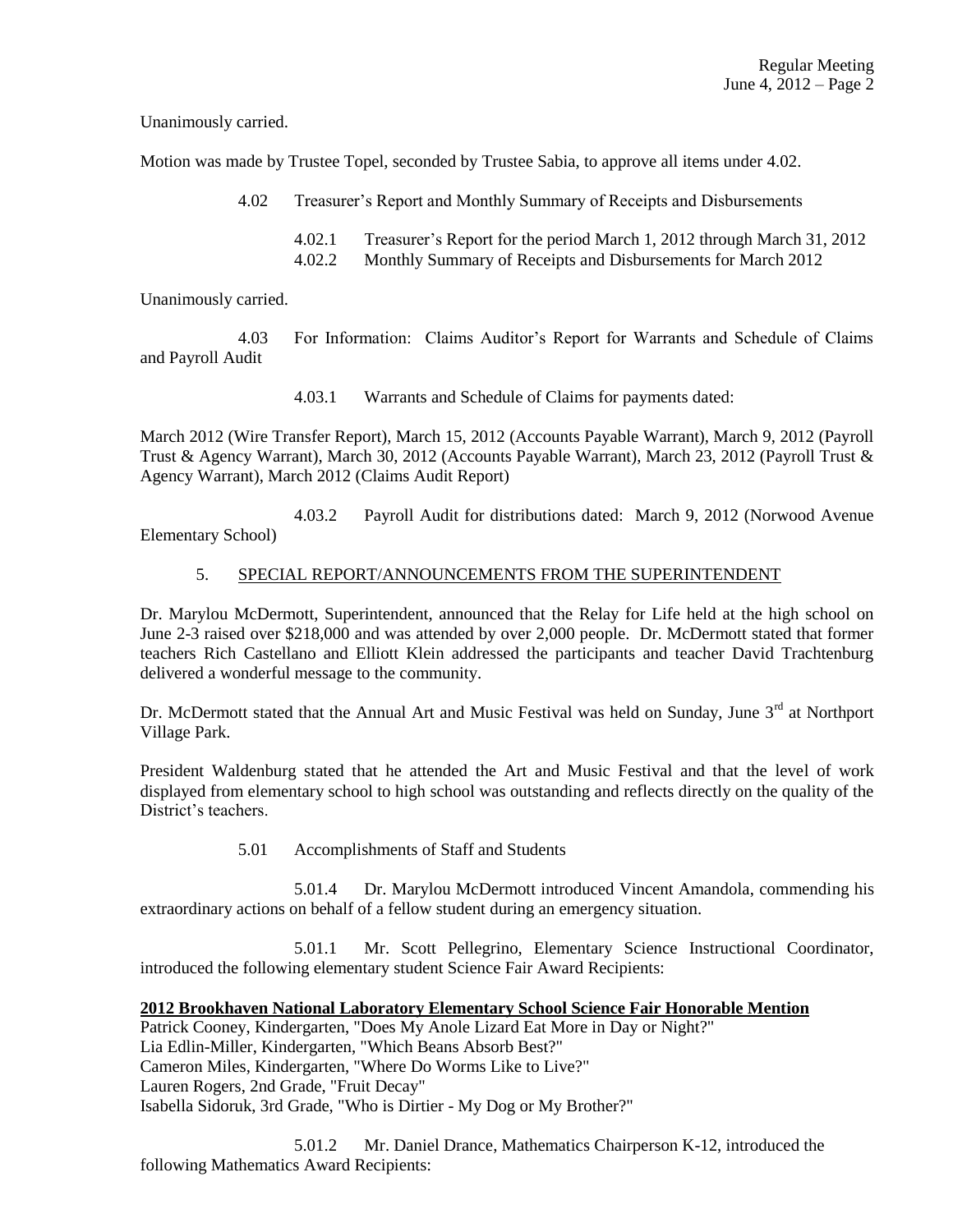Unanimously carried.

Motion was made by Trustee Topel, seconded by Trustee Sabia, to approve all items under 4.02.

4.02 Treasurer's Report and Monthly Summary of Receipts and Disbursements

4.02.1 Treasurer's Report for the period March 1, 2012 through March 31, 2012
4.02.2 Monthly Summary of Receipts and Disbursements for March 2012

Unanimously carried.

4.03 For Information: Claims Auditor's Report for Warrants and Schedule of Claims and Payroll Audit

4.03.1 Warrants and Schedule of Claims for payments dated:

March 2012 (Wire Transfer Report), March 15, 2012 (Accounts Payable Warrant), March 9, 2012 (Payroll Trust & Agency Warrant), March 30, 2012 (Accounts Payable Warrant), March 23, 2012 (Payroll Trust & Agency Warrant), March 2012 (Claims Audit Report)

4.03.2 Payroll Audit for distributions dated: March 9, 2012 (Norwood Avenue Elementary School)

5. SPECIAL REPORT/ANNOUNCEMENTS FROM THE SUPERINTENDENT

Dr. Marylou McDermott, Superintendent, announced that the Relay for Life held at the high school on June 2-3 raised over $218,000 and was attended by over 2,000 people. Dr. McDermott stated that former teachers Rich Castellano and Elliott Klein addressed the participants and teacher David Trachtenburg delivered a wonderful message to the community.

Dr. McDermott stated that the Annual Art and Music Festival was held on Sunday, June 3rd at Northport Village Park.

President Waldenburg stated that he attended the Art and Music Festival and that the level of work displayed from elementary school to high school was outstanding and reflects directly on the quality of the District's teachers.

5.01 Accomplishments of Staff and Students

5.01.4 Dr. Marylou McDermott introduced Vincent Amandola, commending his extraordinary actions on behalf of a fellow student during an emergency situation.

5.01.1 Mr. Scott Pellegrino, Elementary Science Instructional Coordinator, introduced the following elementary student Science Fair Award Recipients:

**2012 Brookhaven National Laboratory Elementary School Science Fair Honorable Mention**

Patrick Cooney, Kindergarten, "Does My Anole Lizard Eat More in Day or Night?"
Lia Edlin-Miller, Kindergarten, "Which Beans Absorb Best?"
Cameron Miles, Kindergarten, "Where Do Worms Like to Live?"
Lauren Rogers, 2nd Grade, "Fruit Decay"
Isabella Sidoruk, 3rd Grade, "Who is Dirtier - My Dog or My Brother?"

5.01.2 Mr. Daniel Drance, Mathematics Chairperson K-12, introduced the following Mathematics Award Recipients: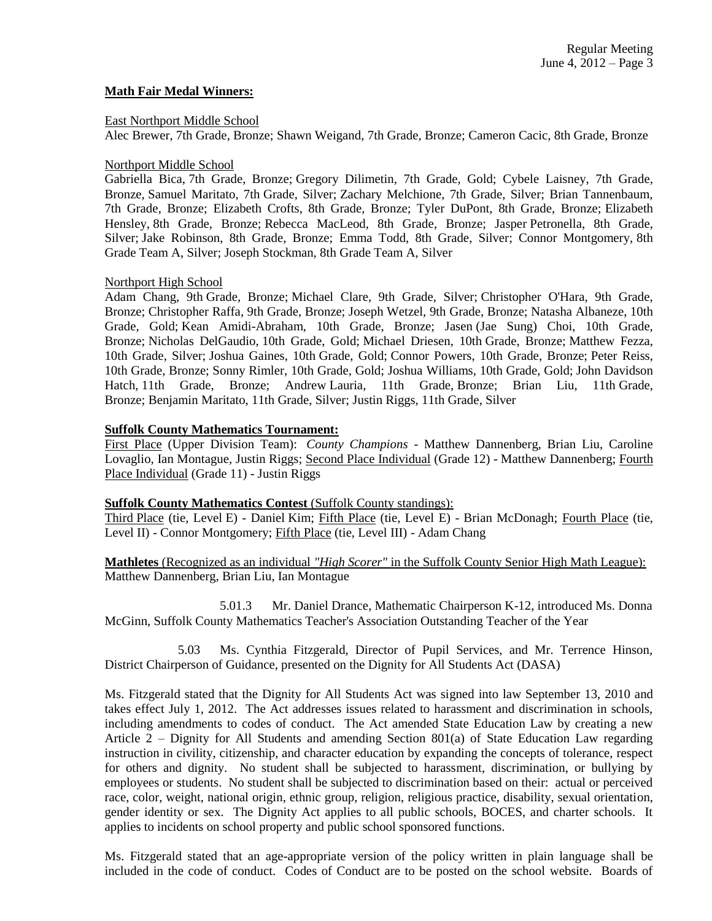**Math Fair Medal Winners:**

East Northport Middle School

Alec Brewer, 7th Grade, Bronze; Shawn Weigand, 7th Grade, Bronze; Cameron Cacic, 8th Grade, Bronze

Northport Middle School

Gabriella Bica, 7th Grade, Bronze; Gregory Dilimetin, 7th Grade, Gold; Cybele Laisney, 7th Grade, Bronze, Samuel Maritato, 7th Grade, Silver; Zachary Melchione, 7th Grade, Silver; Brian Tannenbaum, 7th Grade, Bronze; Elizabeth Crofts, 8th Grade, Bronze; Tyler DuPont, 8th Grade, Bronze; Elizabeth Hensley, 8th Grade, Bronze; Rebecca MacLeod, 8th Grade, Bronze; Jasper Petronella, 8th Grade, Silver; Jake Robinson, 8th Grade, Bronze; Emma Todd, 8th Grade, Silver; Connor Montgomery, 8th Grade Team A, Silver; Joseph Stockman, 8th Grade Team A, Silver

Northport High School

Adam Chang, 9th Grade, Bronze; Michael Clare, 9th Grade, Silver; Christopher O'Hara, 9th Grade, Bronze; Christopher Raffa, 9th Grade, Bronze; Joseph Wetzel, 9th Grade, Bronze; Natasha Albaneze, 10th Grade, Gold; Kean Amidi-Abraham, 10th Grade, Bronze; Jasen (Jae Sung) Choi, 10th Grade, Bronze; Nicholas DelGaudio, 10th Grade, Gold; Michael Driesen, 10th Grade, Bronze; Matthew Fezza, 10th Grade, Silver; Joshua Gaines, 10th Grade, Gold; Connor Powers, 10th Grade, Bronze; Peter Reiss, 10th Grade, Bronze; Sonny Rimler, 10th Grade, Gold; Joshua Williams, 10th Grade, Gold; John Davidson Hatch, 11th Grade, Bronze; Andrew Lauria, 11th Grade, Bronze; Brian Liu, 11th Grade, Bronze; Benjamin Maritato, 11th Grade, Silver; Justin Riggs, 11th Grade, Silver

**Suffolk County Mathematics Tournament:**

First Place (Upper Division Team): *County Champions* - Matthew Dannenberg, Brian Liu, Caroline Lovaglio, Ian Montague, Justin Riggs; Second Place Individual (Grade 12) - Matthew Dannenberg; Fourth Place Individual (Grade 11) - Justin Riggs

**Suffolk County Mathematics Contest** (Suffolk County standings):

Third Place (tie, Level E) - Daniel Kim; Fifth Place (tie, Level E) - Brian McDonagh; Fourth Place (tie, Level II) - Connor Montgomery; Fifth Place (tie, Level III) - Adam Chang

**Mathletes** (Recognized as an individual *"High Scorer"* in the Suffolk County Senior High Math League): Matthew Dannenberg, Brian Liu, Ian Montague

5.01.3 Mr. Daniel Drance, Mathematic Chairperson K-12, introduced Ms. Donna McGinn, Suffolk County Mathematics Teacher's Association Outstanding Teacher of the Year

5.03 Ms. Cynthia Fitzgerald, Director of Pupil Services, and Mr. Terrence Hinson, District Chairperson of Guidance, presented on the Dignity for All Students Act (DASA)

Ms. Fitzgerald stated that the Dignity for All Students Act was signed into law September 13, 2010 and takes effect July 1, 2012. The Act addresses issues related to harassment and discrimination in schools, including amendments to codes of conduct. The Act amended State Education Law by creating a new Article 2 – Dignity for All Students and amending Section 801(a) of State Education Law regarding instruction in civility, citizenship, and character education by expanding the concepts of tolerance, respect for others and dignity. No student shall be subjected to harassment, discrimination, or bullying by employees or students. No student shall be subjected to discrimination based on their: actual or perceived race, color, weight, national origin, ethnic group, religion, religious practice, disability, sexual orientation, gender identity or sex. The Dignity Act applies to all public schools, BOCES, and charter schools. It applies to incidents on school property and public school sponsored functions.

Ms. Fitzgerald stated that an age-appropriate version of the policy written in plain language shall be included in the code of conduct. Codes of Conduct are to be posted on the school website. Boards of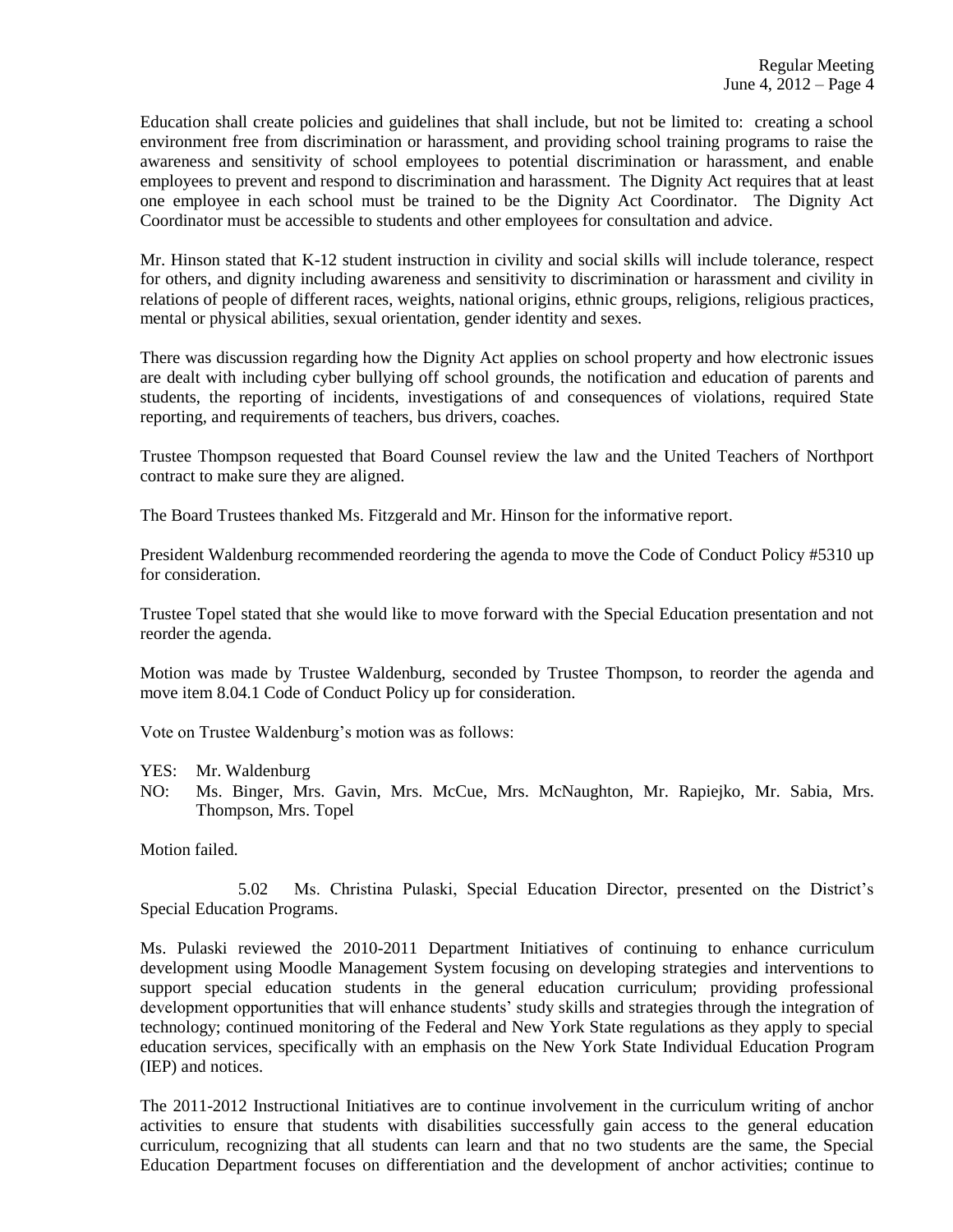Education shall create policies and guidelines that shall include, but not be limited to: creating a school environment free from discrimination or harassment, and providing school training programs to raise the awareness and sensitivity of school employees to potential discrimination or harassment, and enable employees to prevent and respond to discrimination and harassment. The Dignity Act requires that at least one employee in each school must be trained to be the Dignity Act Coordinator. The Dignity Act Coordinator must be accessible to students and other employees for consultation and advice.

Mr. Hinson stated that K-12 student instruction in civility and social skills will include tolerance, respect for others, and dignity including awareness and sensitivity to discrimination or harassment and civility in relations of people of different races, weights, national origins, ethnic groups, religions, religious practices, mental or physical abilities, sexual orientation, gender identity and sexes.

There was discussion regarding how the Dignity Act applies on school property and how electronic issues are dealt with including cyber bullying off school grounds, the notification and education of parents and students, the reporting of incidents, investigations of and consequences of violations, required State reporting, and requirements of teachers, bus drivers, coaches.

Trustee Thompson requested that Board Counsel review the law and the United Teachers of Northport contract to make sure they are aligned.

The Board Trustees thanked Ms. Fitzgerald and Mr. Hinson for the informative report.

President Waldenburg recommended reordering the agenda to move the Code of Conduct Policy #5310 up for consideration.

Trustee Topel stated that she would like to move forward with the Special Education presentation and not reorder the agenda.

Motion was made by Trustee Waldenburg, seconded by Trustee Thompson, to reorder the agenda and move item 8.04.1 Code of Conduct Policy up for consideration.

Vote on Trustee Waldenburg's motion was as follows:

YES: Mr. Waldenburg
NO: Ms. Binger, Mrs. Gavin, Mrs. McCue, Mrs. McNaughton, Mr. Rapiejko, Mr. Sabia, Mrs. Thompson, Mrs. Topel

Motion failed.

5.02 Ms. Christina Pulaski, Special Education Director, presented on the District's Special Education Programs.

Ms. Pulaski reviewed the 2010-2011 Department Initiatives of continuing to enhance curriculum development using Moodle Management System focusing on developing strategies and interventions to support special education students in the general education curriculum; providing professional development opportunities that will enhance students' study skills and strategies through the integration of technology; continued monitoring of the Federal and New York State regulations as they apply to special education services, specifically with an emphasis on the New York State Individual Education Program (IEP) and notices.

The 2011-2012 Instructional Initiatives are to continue involvement in the curriculum writing of anchor activities to ensure that students with disabilities successfully gain access to the general education curriculum, recognizing that all students can learn and that no two students are the same, the Special Education Department focuses on differentiation and the development of anchor activities; continue to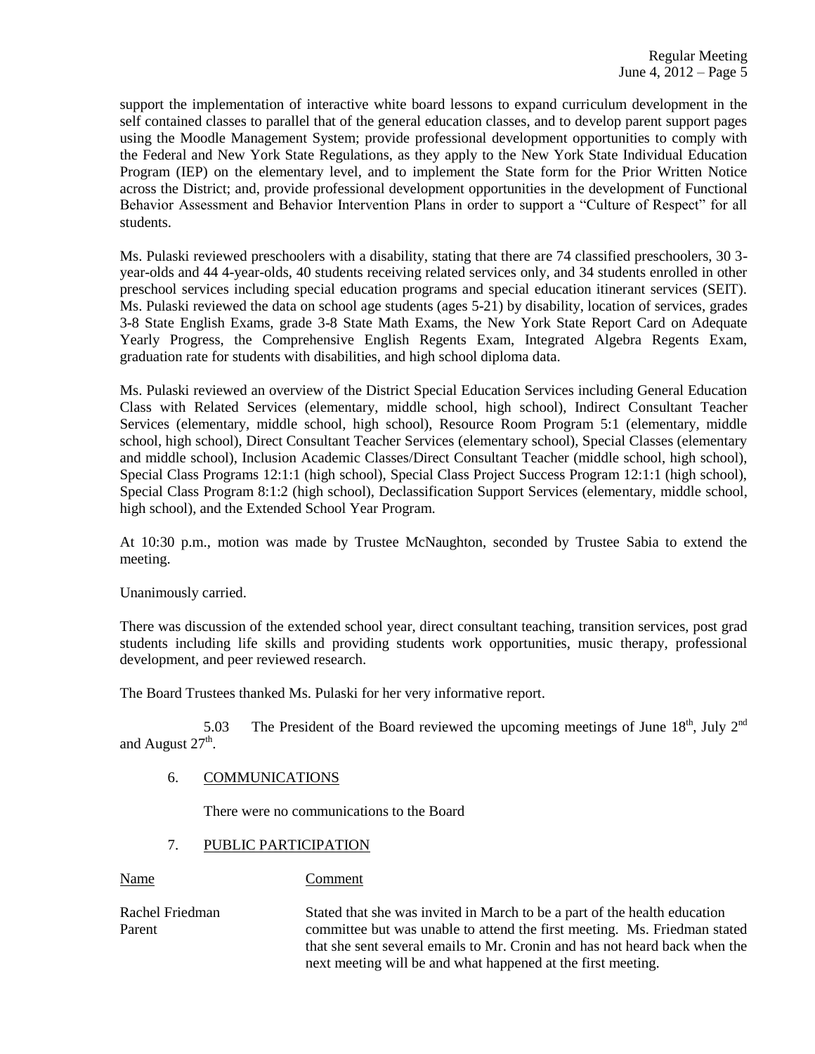support the implementation of interactive white board lessons to expand curriculum development in the self contained classes to parallel that of the general education classes, and to develop parent support pages using the Moodle Management System; provide professional development opportunities to comply with the Federal and New York State Regulations, as they apply to the New York State Individual Education Program (IEP) on the elementary level, and to implement the State form for the Prior Written Notice across the District; and, provide professional development opportunities in the development of Functional Behavior Assessment and Behavior Intervention Plans in order to support a "Culture of Respect" for all students.

Ms. Pulaski reviewed preschoolers with a disability, stating that there are 74 classified preschoolers, 30 3-year-olds and 44 4-year-olds, 40 students receiving related services only, and 34 students enrolled in other preschool services including special education programs and special education itinerant services (SEIT). Ms. Pulaski reviewed the data on school age students (ages 5-21) by disability, location of services, grades 3-8 State English Exams, grade 3-8 State Math Exams, the New York State Report Card on Adequate Yearly Progress, the Comprehensive English Regents Exam, Integrated Algebra Regents Exam, graduation rate for students with disabilities, and high school diploma data.

Ms. Pulaski reviewed an overview of the District Special Education Services including General Education Class with Related Services (elementary, middle school, high school), Indirect Consultant Teacher Services (elementary, middle school, high school), Resource Room Program 5:1 (elementary, middle school, high school), Direct Consultant Teacher Services (elementary school), Special Classes (elementary and middle school), Inclusion Academic Classes/Direct Consultant Teacher (middle school, high school), Special Class Programs 12:1:1 (high school), Special Class Project Success Program 12:1:1 (high school), Special Class Program 8:1:2 (high school), Declassification Support Services (elementary, middle school, high school), and the Extended School Year Program.

At 10:30 p.m., motion was made by Trustee McNaughton, seconded by Trustee Sabia to extend the meeting.

Unanimously carried.

There was discussion of the extended school year, direct consultant teaching, transition services, post grad students including life skills and providing students work opportunities, music therapy, professional development, and peer reviewed research.

The Board Trustees thanked Ms. Pulaski for her very informative report.

5.03 The President of the Board reviewed the upcoming meetings of June 18th, July 2nd and August 27th.

6. COMMUNICATIONS

There were no communications to the Board

7. PUBLIC PARTICIPATION

| Name | Comment |
|---|---|
| Rachel Friedman<br>Parent | Stated that she was invited in March to be a part of the health education committee but was unable to attend the first meeting. Ms. Friedman stated that she sent several emails to Mr. Cronin and has not heard back when the next meeting will be and what happened at the first meeting. |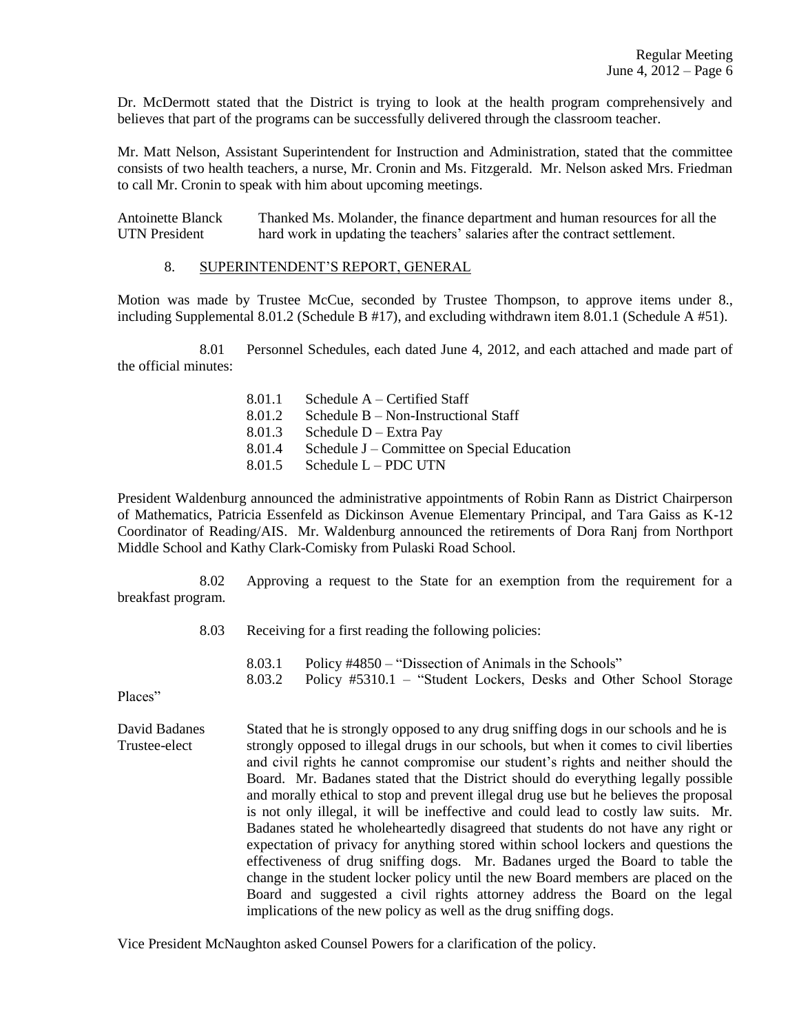Dr. McDermott stated that the District is trying to look at the health program comprehensively and believes that part of the programs can be successfully delivered through the classroom teacher.

Mr. Matt Nelson, Assistant Superintendent for Instruction and Administration, stated that the committee consists of two health teachers, a nurse, Mr. Cronin and Ms. Fitzgerald. Mr. Nelson asked Mrs. Friedman to call Mr. Cronin to speak with him about upcoming meetings.

Antoinette Blanck
UTN President
Thanked Ms. Molander, the finance department and human resources for all the hard work in updating the teachers' salaries after the contract settlement.

8. SUPERINTENDENT'S REPORT, GENERAL

Motion was made by Trustee McCue, seconded by Trustee Thompson, to approve items under 8., including Supplemental 8.01.2 (Schedule B #17), and excluding withdrawn item 8.01.1 (Schedule A #51).

8.01 Personnel Schedules, each dated June 4, 2012, and each attached and made part of the official minutes:

8.01.1 Schedule A – Certified Staff
8.01.2 Schedule B – Non-Instructional Staff
8.01.3 Schedule D – Extra Pay
8.01.4 Schedule J – Committee on Special Education
8.01.5 Schedule L – PDC UTN

President Waldenburg announced the administrative appointments of Robin Rann as District Chairperson of Mathematics, Patricia Essenfeld as Dickinson Avenue Elementary Principal, and Tara Gaiss as K-12 Coordinator of Reading/AIS. Mr. Waldenburg announced the retirements of Dora Ranj from Northport Middle School and Kathy Clark-Comisky from Pulaski Road School.

8.02 Approving a request to the State for an exemption from the requirement for a breakfast program.

8.03 Receiving for a first reading the following policies:

8.03.1 Policy #4850 – "Dissection of Animals in the Schools"
8.03.2 Policy #5310.1 – "Student Lockers, Desks and Other School Storage Places"

David Badanes
Trustee-elect
Stated that he is strongly opposed to any drug sniffing dogs in our schools and he is strongly opposed to illegal drugs in our schools, but when it comes to civil liberties and civil rights he cannot compromise our student's rights and neither should the Board. Mr. Badanes stated that the District should do everything legally possible and morally ethical to stop and prevent illegal drug use but he believes the proposal is not only illegal, it will be ineffective and could lead to costly law suits. Mr. Badanes stated he wholeheartedly disagreed that students do not have any right or expectation of privacy for anything stored within school lockers and questions the effectiveness of drug sniffing dogs. Mr. Badanes urged the Board to table the change in the student locker policy until the new Board members are placed on the Board and suggested a civil rights attorney address the Board on the legal implications of the new policy as well as the drug sniffing dogs.

Vice President McNaughton asked Counsel Powers for a clarification of the policy.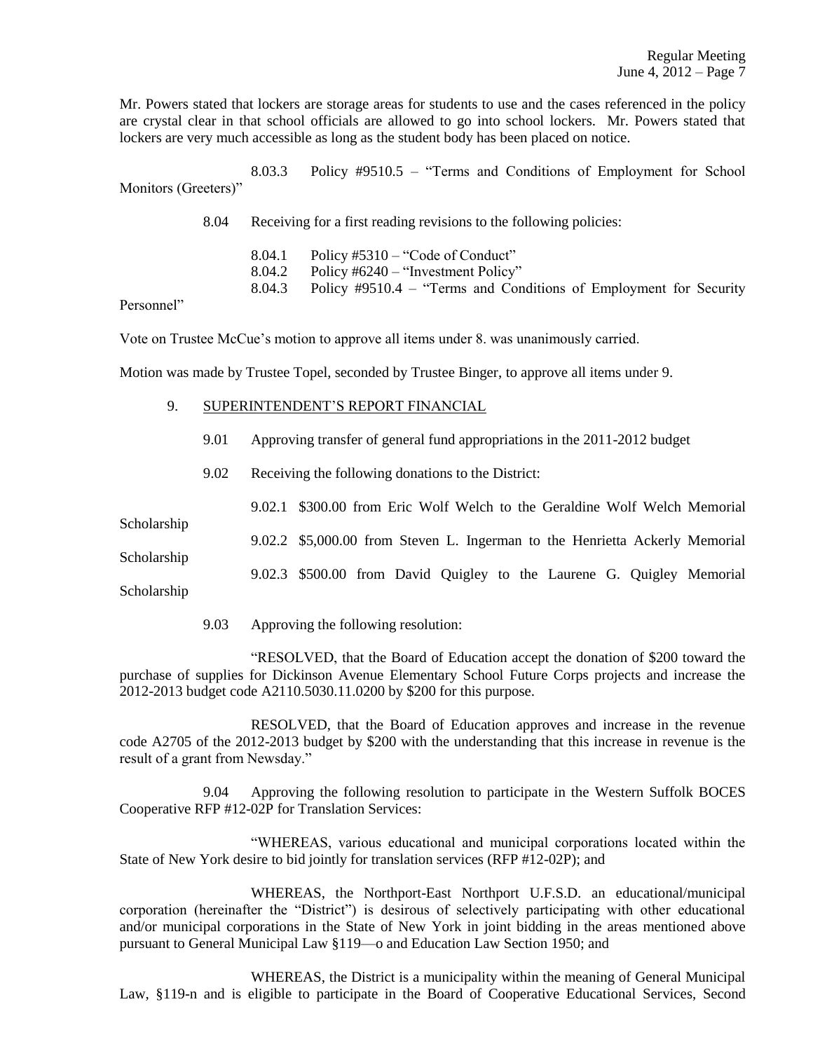Mr. Powers stated that lockers are storage areas for students to use and the cases referenced in the policy are crystal clear in that school officials are allowed to go into school lockers. Mr. Powers stated that lockers are very much accessible as long as the student body has been placed on notice.

8.03.3 Policy #9510.5 – "Terms and Conditions of Employment for School Monitors (Greeters)"

8.04 Receiving for a first reading revisions to the following policies:

8.04.1 Policy #5310 – "Code of Conduct"
8.04.2 Policy #6240 – "Investment Policy"
8.04.3 Policy #9510.4 – "Terms and Conditions of Employment for Security Personnel"

Vote on Trustee McCue's motion to approve all items under 8. was unanimously carried.

Motion was made by Trustee Topel, seconded by Trustee Binger, to approve all items under 9.

9. SUPERINTENDENT'S REPORT FINANCIAL

9.01 Approving transfer of general fund appropriations in the 2011-2012 budget

9.02 Receiving the following donations to the District:

9.02.1 $300.00 from Eric Wolf Welch to the Geraldine Wolf Welch Memorial Scholarship
9.02.2 $5,000.00 from Steven L. Ingerman to the Henrietta Ackerly Memorial Scholarship
9.02.3 $500.00 from David Quigley to the Laurene G. Quigley Memorial Scholarship

9.03 Approving the following resolution:

"RESOLVED, that the Board of Education accept the donation of $200 toward the purchase of supplies for Dickinson Avenue Elementary School Future Corps projects and increase the 2012-2013 budget code A2110.5030.11.0200 by $200 for this purpose.

RESOLVED, that the Board of Education approves and increase in the revenue code A2705 of the 2012-2013 budget by $200 with the understanding that this increase in revenue is the result of a grant from Newsday."

9.04 Approving the following resolution to participate in the Western Suffolk BOCES Cooperative RFP #12-02P for Translation Services:

"WHEREAS, various educational and municipal corporations located within the State of New York desire to bid jointly for translation services (RFP #12-02P); and

WHEREAS, the Northport-East Northport U.F.S.D. an educational/municipal corporation (hereinafter the "District") is desirous of selectively participating with other educational and/or municipal corporations in the State of New York in joint bidding in the areas mentioned above pursuant to General Municipal Law §119—o and Education Law Section 1950; and

WHEREAS, the District is a municipality within the meaning of General Municipal Law, §119-n and is eligible to participate in the Board of Cooperative Educational Services, Second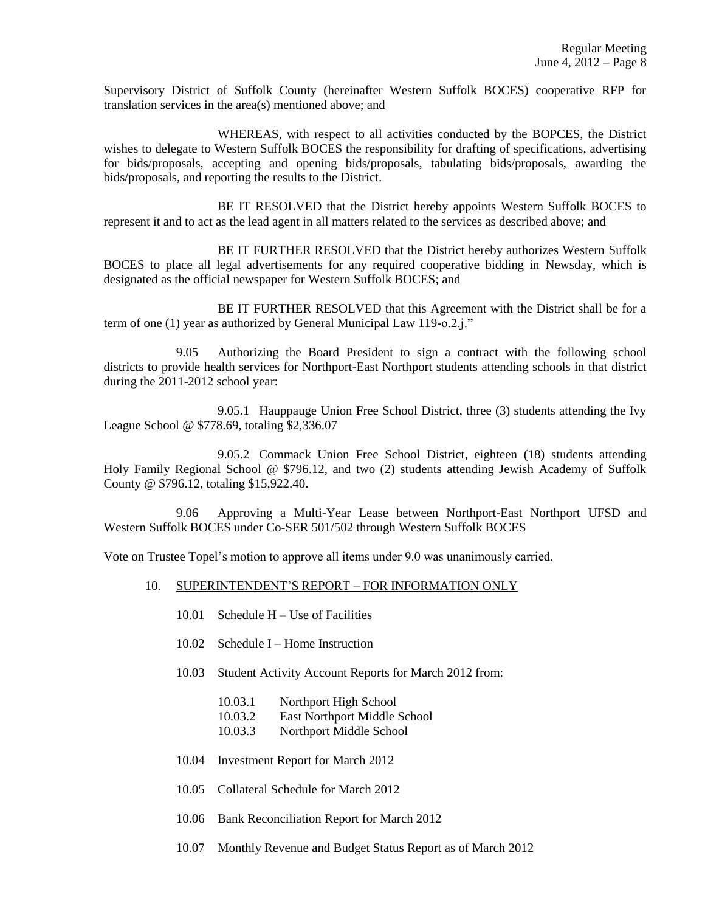Supervisory District of Suffolk County (hereinafter Western Suffolk BOCES) cooperative RFP for translation services in the area(s) mentioned above; and

WHEREAS, with respect to all activities conducted by the BOPCES, the District wishes to delegate to Western Suffolk BOCES the responsibility for drafting of specifications, advertising for bids/proposals, accepting and opening bids/proposals, tabulating bids/proposals, awarding the bids/proposals, and reporting the results to the District.

BE IT RESOLVED that the District hereby appoints Western Suffolk BOCES to represent it and to act as the lead agent in all matters related to the services as described above; and

BE IT FURTHER RESOLVED that the District hereby authorizes Western Suffolk BOCES to place all legal advertisements for any required cooperative bidding in Newsday, which is designated as the official newspaper for Western Suffolk BOCES; and

BE IT FURTHER RESOLVED that this Agreement with the District shall be for a term of one (1) year as authorized by General Municipal Law 119-o.2.j."

9.05 Authorizing the Board President to sign a contract with the following school districts to provide health services for Northport-East Northport students attending schools in that district during the 2011-2012 school year:

9.05.1 Hauppauge Union Free School District, three (3) students attending the Ivy League School @ $778.69, totaling $2,336.07

9.05.2 Commack Union Free School District, eighteen (18) students attending Holy Family Regional School @ $796.12, and two (2) students attending Jewish Academy of Suffolk County @ $796.12, totaling $15,922.40.

9.06 Approving a Multi-Year Lease between Northport-East Northport UFSD and Western Suffolk BOCES under Co-SER 501/502 through Western Suffolk BOCES

Vote on Trustee Topel's motion to approve all items under 9.0 was unanimously carried.

10. SUPERINTENDENT'S REPORT – FOR INFORMATION ONLY

10.01 Schedule H – Use of Facilities

10.02 Schedule I – Home Instruction

10.03 Student Activity Account Reports for March 2012 from:

10.03.1 Northport High School
10.03.2 East Northport Middle School
10.03.3 Northport Middle School

10.04 Investment Report for March 2012

10.05 Collateral Schedule for March 2012

10.06 Bank Reconciliation Report for March 2012

10.07 Monthly Revenue and Budget Status Report as of March 2012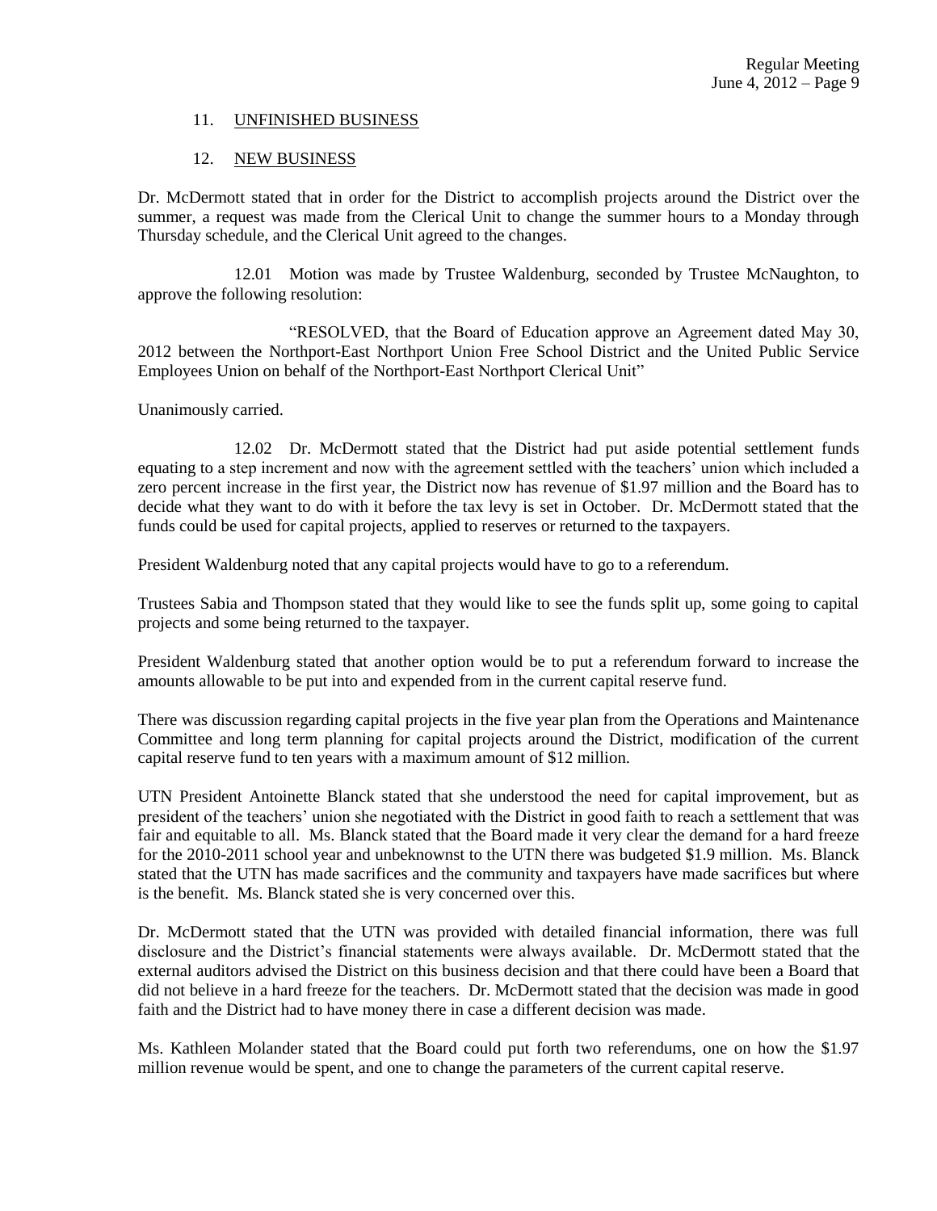11. UNFINISHED BUSINESS

12. NEW BUSINESS

Dr. McDermott stated that in order for the District to accomplish projects around the District over the summer, a request was made from the Clerical Unit to change the summer hours to a Monday through Thursday schedule, and the Clerical Unit agreed to the changes.

12.01 Motion was made by Trustee Waldenburg, seconded by Trustee McNaughton, to approve the following resolution:

"RESOLVED, that the Board of Education approve an Agreement dated May 30, 2012 between the Northport-East Northport Union Free School District and the United Public Service Employees Union on behalf of the Northport-East Northport Clerical Unit"

Unanimously carried.

12.02 Dr. McDermott stated that the District had put aside potential settlement funds equating to a step increment and now with the agreement settled with the teachers' union which included a zero percent increase in the first year, the District now has revenue of $1.97 million and the Board has to decide what they want to do with it before the tax levy is set in October. Dr. McDermott stated that the funds could be used for capital projects, applied to reserves or returned to the taxpayers.

President Waldenburg noted that any capital projects would have to go to a referendum.

Trustees Sabia and Thompson stated that they would like to see the funds split up, some going to capital projects and some being returned to the taxpayer.

President Waldenburg stated that another option would be to put a referendum forward to increase the amounts allowable to be put into and expended from in the current capital reserve fund.

There was discussion regarding capital projects in the five year plan from the Operations and Maintenance Committee and long term planning for capital projects around the District, modification of the current capital reserve fund to ten years with a maximum amount of $12 million.

UTN President Antoinette Blanck stated that she understood the need for capital improvement, but as president of the teachers' union she negotiated with the District in good faith to reach a settlement that was fair and equitable to all. Ms. Blanck stated that the Board made it very clear the demand for a hard freeze for the 2010-2011 school year and unbeknownst to the UTN there was budgeted $1.9 million. Ms. Blanck stated that the UTN has made sacrifices and the community and taxpayers have made sacrifices but where is the benefit. Ms. Blanck stated she is very concerned over this.

Dr. McDermott stated that the UTN was provided with detailed financial information, there was full disclosure and the District's financial statements were always available. Dr. McDermott stated that the external auditors advised the District on this business decision and that there could have been a Board that did not believe in a hard freeze for the teachers. Dr. McDermott stated that the decision was made in good faith and the District had to have money there in case a different decision was made.

Ms. Kathleen Molander stated that the Board could put forth two referendums, one on how the $1.97 million revenue would be spent, and one to change the parameters of the current capital reserve.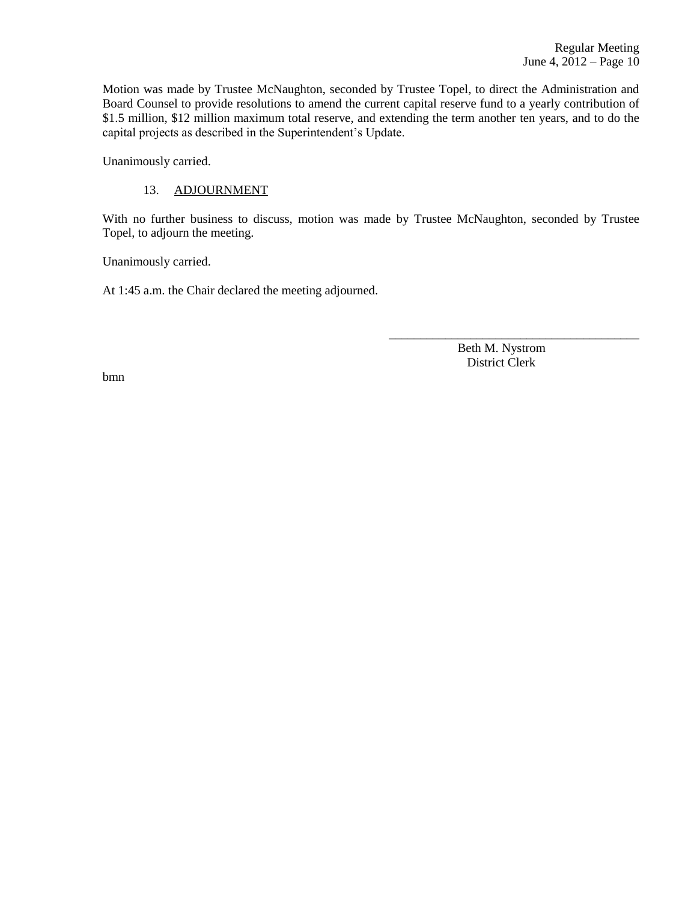Motion was made by Trustee McNaughton, seconded by Trustee Topel, to direct the Administration and Board Counsel to provide resolutions to amend the current capital reserve fund to a yearly contribution of $1.5 million, $12 million maximum total reserve, and extending the term another ten years, and to do the capital projects as described in the Superintendent's Update.

Unanimously carried.

## 13. ADJOURNMENT

With no further business to discuss, motion was made by Trustee McNaughton, seconded by Trustee Topel, to adjourn the meeting.

Unanimously carried.

At 1:45 a.m. the Chair declared the meeting adjourned.

\_\_\_\_\_\_\_\_\_\_\_\_\_\_\_\_\_\_\_\_\_\_\_\_\_\_\_\_\_\_\_\_\_\_\_\_\_\_\_\_

Beth M. Nystrom
District Clerk

bmn